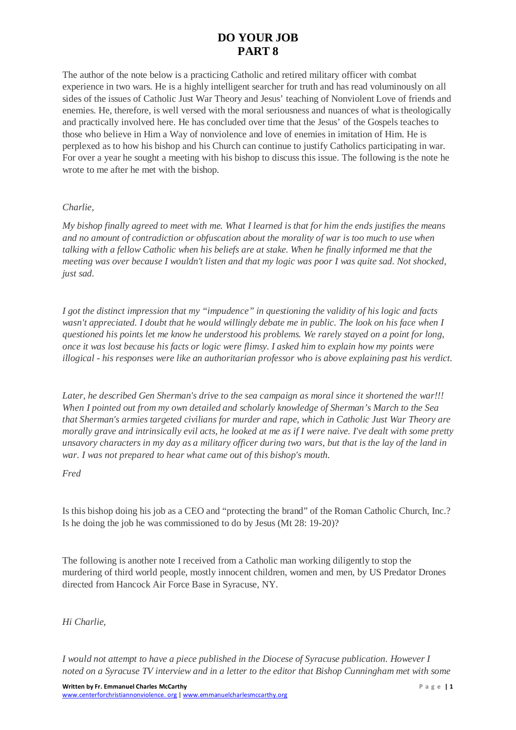# DO YOUR JOB
# PART 8

The author of the note below is a practicing Catholic and retired military officer with combat experience in two wars. He is a highly intelligent searcher for truth and has read voluminously on all sides of the issues of Catholic Just War Theory and Jesus' teaching of Nonviolent Love of friends and enemies. He, therefore, is well versed with the moral seriousness and nuances of what is theologically and practically involved here. He has concluded over time that the Jesus' of the Gospels teaches to those who believe in Him a Way of nonviolence and love of enemies in imitation of Him. He is perplexed as to how his bishop and his Church can continue to justify Catholics participating in war. For over a year he sought a meeting with his bishop to discuss this issue. The following is the note he wrote to me after he met with the bishop.

*Charlie,*

*My bishop finally agreed to meet with me. What I learned is that for him the ends justifies the means and no amount of contradiction or obfuscation about the morality of war is too much to use when talking with a fellow Catholic when his beliefs are at stake. When he finally informed me that the meeting was over because I wouldn't listen and that my logic was poor I was quite sad. Not shocked, just sad.*

*I got the distinct impression that my "impudence" in questioning the validity of his logic and facts wasn't appreciated. I doubt that he would willingly debate me in public. The look on his face when I questioned his points let me know he understood his problems. We rarely stayed on a point for long, once it was lost because his facts or logic were flimsy. I asked him to explain how my points were illogical - his responses were like an authoritarian professor who is above explaining past his verdict.*

*Later, he described Gen Sherman's drive to the sea campaign as moral since it shortened the war!!! When I pointed out from my own detailed and scholarly knowledge of Sherman's March to the Sea that Sherman's armies targeted civilians for murder and rape, which in Catholic Just War Theory are morally grave and intrinsically evil acts, he looked at me as if I were naive. I've dealt with some pretty unsavory characters in my day as a military officer during two wars, but that is the lay of the land in war. I was not prepared to hear what came out of this bishop's mouth.*

*Fred*

Is this bishop doing his job as a CEO and "protecting the brand" of the Roman Catholic Church, Inc.? Is he doing the job he was commissioned to do by Jesus (Mt 28: 19-20)?

The following is another note I received from a Catholic man working diligently to stop the murdering of third world people, mostly innocent children, women and men, by US Predator Drones directed from Hancock Air Force Base in Syracuse, NY.

*Hi Charlie,*

*I would not attempt to have a piece published in the Diocese of Syracuse publication. However I noted on a Syracuse TV interview and in a letter to the editor that Bishop Cunningham met with some*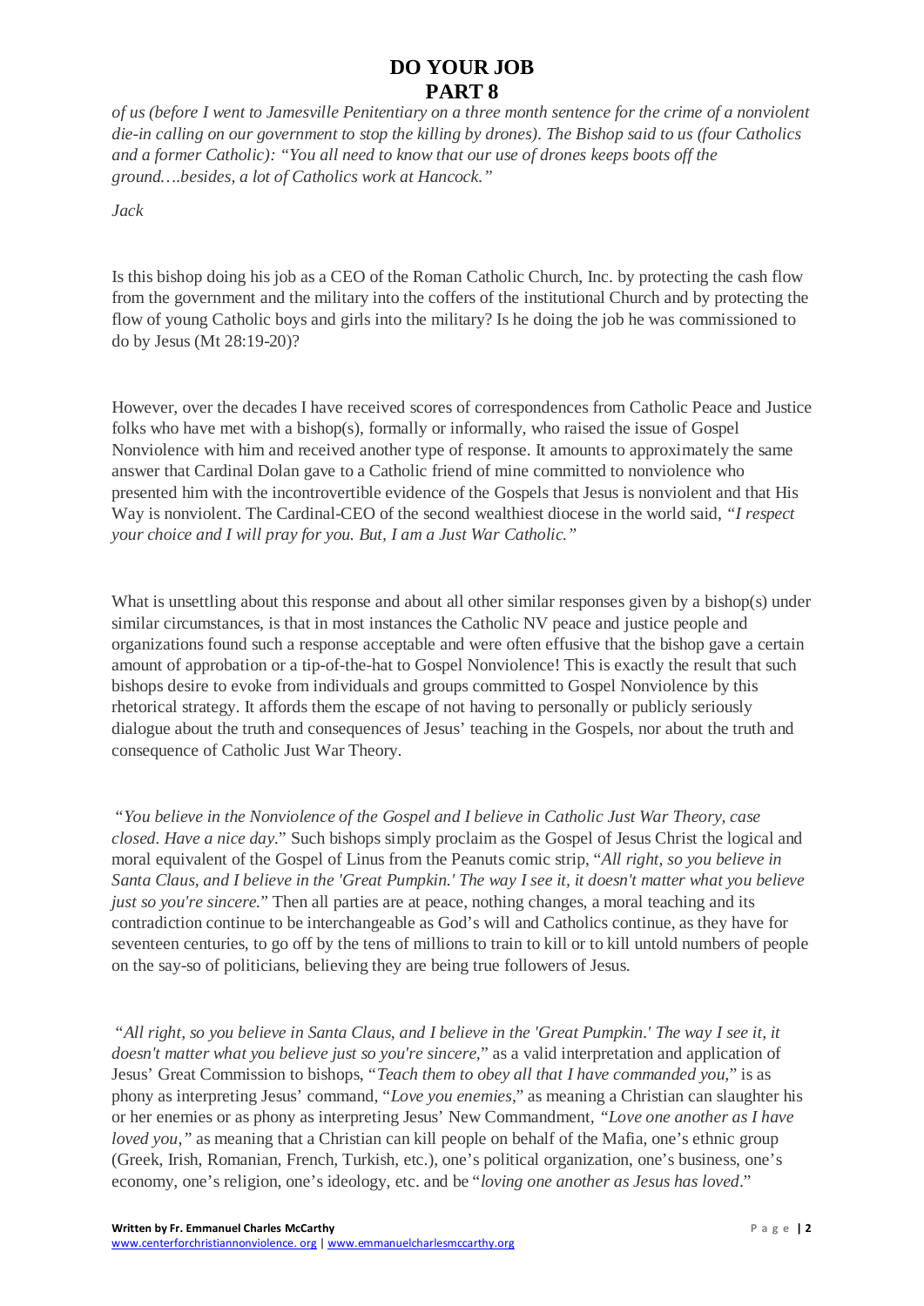*of us (before I went to Jamesville Penitentiary on a three month sentence for the crime of a nonviolent die-in calling on our government to stop the killing by drones). The Bishop said to us (four Catholics and a former Catholic): "You all need to know that our use of drones keeps boots off the ground….besides, a lot of Catholics work at Hancock."*

*Jack*

Is this bishop doing his job as a CEO of the Roman Catholic Church, Inc. by protecting the cash flow from the government and the military into the coffers of the institutional Church and by protecting the flow of young Catholic boys and girls into the military? Is he doing the job he was commissioned to do by Jesus (Mt 28:19-20)?

However, over the decades I have received scores of correspondences from Catholic Peace and Justice folks who have met with a bishop(s), formally or informally, who raised the issue of Gospel Nonviolence with him and received another type of response. It amounts to approximately the same answer that Cardinal Dolan gave to a Catholic friend of mine committed to nonviolence who presented him with the incontrovertible evidence of the Gospels that Jesus is nonviolent and that His Way is nonviolent. The Cardinal-CEO of the second wealthiest diocese in the world said, *"I respect your choice and I will pray for you. But, I am a Just War Catholic."*

What is unsettling about this response and about all other similar responses given by a bishop(s) under similar circumstances, is that in most instances the Catholic NV peace and justice people and organizations found such a response acceptable and were often effusive that the bishop gave a certain amount of approbation or a tip-of-the-hat to Gospel Nonviolence! This is exactly the result that such bishops desire to evoke from individuals and groups committed to Gospel Nonviolence by this rhetorical strategy. It affords them the escape of not having to personally or publicly seriously dialogue about the truth and consequences of Jesus' teaching in the Gospels, nor about the truth and consequence of Catholic Just War Theory.

"*You believe in the Nonviolence of the Gospel and I believe in Catholic Just War Theory, case closed. Have a nice day.*" Such bishops simply proclaim as the Gospel of Jesus Christ the logical and moral equivalent of the Gospel of Linus from the Peanuts comic strip, "*All right, so you believe in Santa Claus, and I believe in the 'Great Pumpkin.' The way I see it, it doesn't matter what you believe just so you're sincere.*" Then all parties are at peace, nothing changes, a moral teaching and its contradiction continue to be interchangeable as God's will and Catholics continue, as they have for seventeen centuries, to go off by the tens of millions to train to kill or to kill untold numbers of people on the say-so of politicians, believing they are being true followers of Jesus.

"*All right, so you believe in Santa Claus, and I believe in the 'Great Pumpkin.' The way I see it, it doesn't matter what you believe just so you're sincere*," as a valid interpretation and application of Jesus' Great Commission to bishops, "*Teach them to obey all that I have commanded you*," is as phony as interpreting Jesus' command, "*Love you enemies*," as meaning a Christian can slaughter his or her enemies or as phony as interpreting Jesus' New Commandment, *"Love one another as I have loved you,"* as meaning that a Christian can kill people on behalf of the Mafia, one's ethnic group (Greek, Irish, Romanian, French, Turkish, etc.), one's political organization, one's business, one's economy, one's religion, one's ideology, etc. and be "*loving one another as Jesus has loved*."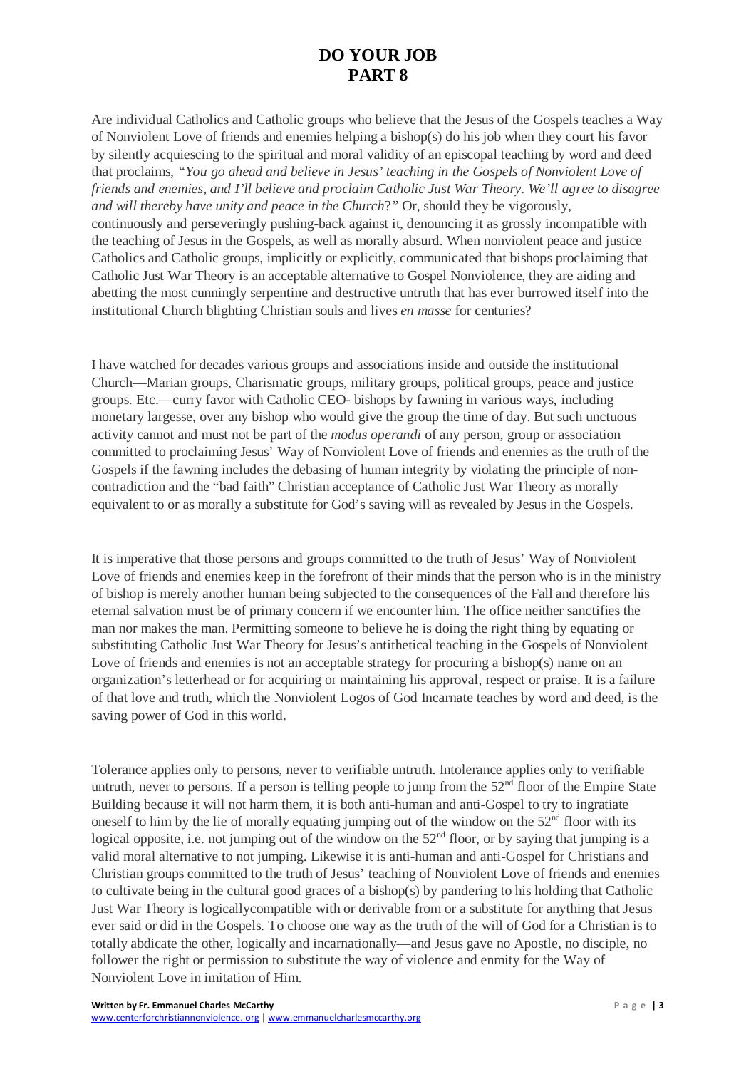# DO YOUR JOB
# PART 8

Are individual Catholics and Catholic groups who believe that the Jesus of the Gospels teaches a Way of Nonviolent Love of friends and enemies helping a bishop(s) do his job when they court his favor by silently acquiescing to the spiritual and moral validity of an episcopal teaching by word and deed that proclaims, *"You go ahead and believe in Jesus' teaching in the Gospels of Nonviolent Love of friends and enemies, and I'll believe and proclaim Catholic Just War Theory. We'll agree to disagree and will thereby have unity and peace in the Church*?*"* Or, should they be vigorously, continuously and perseveringly pushing-back against it, denouncing it as grossly incompatible with the teaching of Jesus in the Gospels, as well as morally absurd. When nonviolent peace and justice Catholics and Catholic groups, implicitly or explicitly, communicated that bishops proclaiming that Catholic Just War Theory is an acceptable alternative to Gospel Nonviolence, they are aiding and abetting the most cunningly serpentine and destructive untruth that has ever burrowed itself into the institutional Church blighting Christian souls and lives *en masse* for centuries?

I have watched for decades various groups and associations inside and outside the institutional Church—Marian groups, Charismatic groups, military groups, political groups, peace and justice groups. Etc.—curry favor with Catholic CEO- bishops by fawning in various ways, including monetary largesse, over any bishop who would give the group the time of day. But such unctuous activity cannot and must not be part of the *modus operandi* of any person, group or association committed to proclaiming Jesus' Way of Nonviolent Love of friends and enemies as the truth of the Gospels if the fawning includes the debasing of human integrity by violating the principle of non-contradiction and the "bad faith" Christian acceptance of Catholic Just War Theory as morally equivalent to or as morally a substitute for God's saving will as revealed by Jesus in the Gospels.

It is imperative that those persons and groups committed to the truth of Jesus' Way of Nonviolent Love of friends and enemies keep in the forefront of their minds that the person who is in the ministry of bishop is merely another human being subjected to the consequences of the Fall and therefore his eternal salvation must be of primary concern if we encounter him. The office neither sanctifies the man nor makes the man. Permitting someone to believe he is doing the right thing by equating or substituting Catholic Just War Theory for Jesus's antithetical teaching in the Gospels of Nonviolent Love of friends and enemies is not an acceptable strategy for procuring a bishop(s) name on an organization's letterhead or for acquiring or maintaining his approval, respect or praise. It is a failure of that love and truth, which the Nonviolent Logos of God Incarnate teaches by word and deed, is the saving power of God in this world.

Tolerance applies only to persons, never to verifiable untruth. Intolerance applies only to verifiable untruth, never to persons. If a person is telling people to jump from the 52nd floor of the Empire State Building because it will not harm them, it is both anti-human and anti-Gospel to try to ingratiate oneself to him by the lie of morally equating jumping out of the window on the 52nd floor with its logical opposite, i.e. not jumping out of the window on the 52nd floor, or by saying that jumping is a valid moral alternative to not jumping. Likewise it is anti-human and anti-Gospel for Christians and Christian groups committed to the truth of Jesus' teaching of Nonviolent Love of friends and enemies to cultivate being in the cultural good graces of a bishop(s) by pandering to his holding that Catholic Just War Theory is logicallycompatible with or derivable from or a substitute for anything that Jesus ever said or did in the Gospels. To choose one way as the truth of the will of God for a Christian is to totally abdicate the other, logically and incarnationally—and Jesus gave no Apostle, no disciple, no follower the right or permission to substitute the way of violence and enmity for the Way of Nonviolent Love in imitation of Him.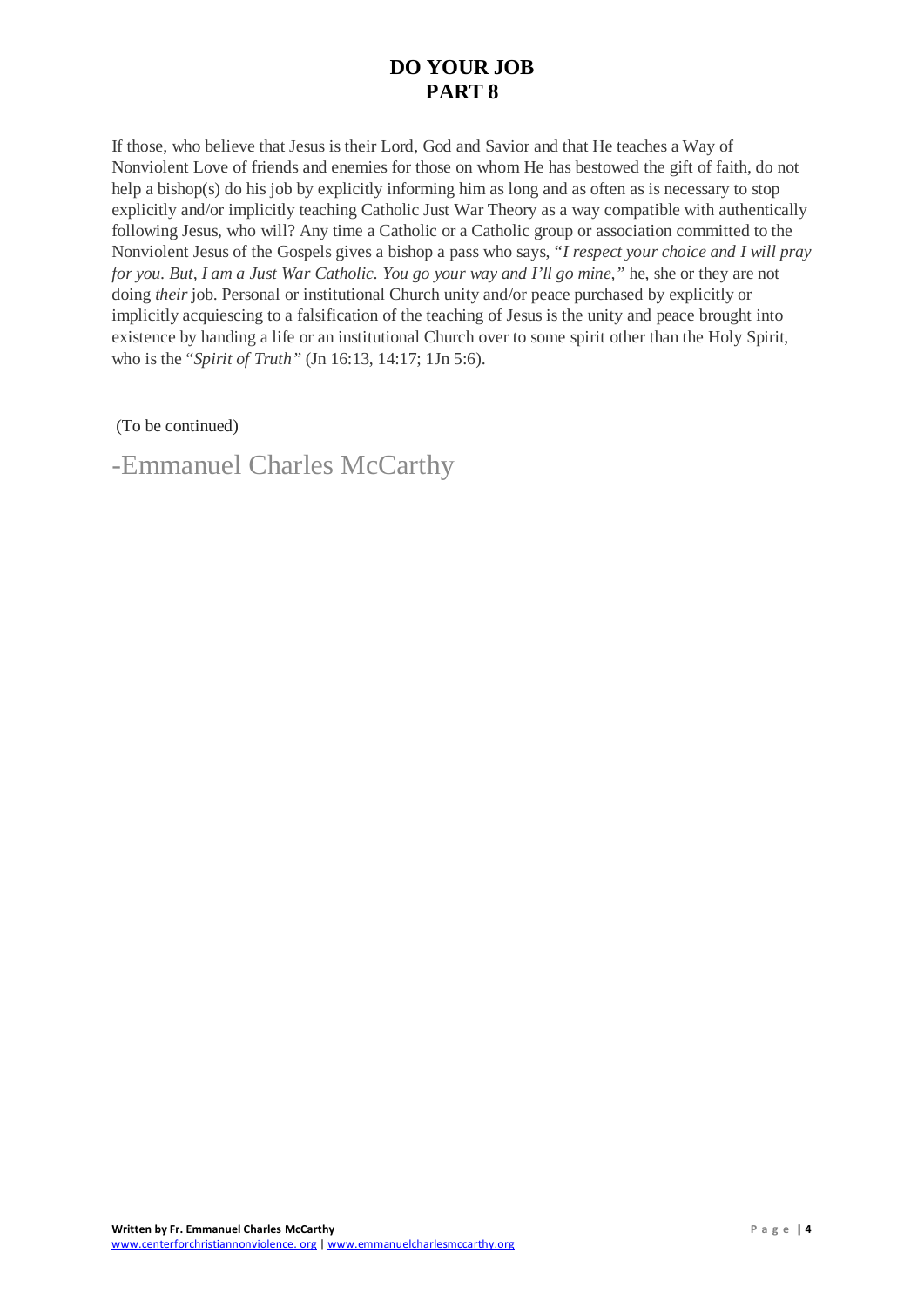# DO YOUR JOB
# PART 8

If those, who believe that Jesus is their Lord, God and Savior and that He teaches a Way of Nonviolent Love of friends and enemies for those on whom He has bestowed the gift of faith, do not help a bishop(s) do his job by explicitly informing him as long and as often as is necessary to stop explicitly and/or implicitly teaching Catholic Just War Theory as a way compatible with authentically following Jesus, who will? Any time a Catholic or a Catholic group or association committed to the Nonviolent Jesus of the Gospels gives a bishop a pass who says, "*I respect your choice and I will pray for you. But, I am a Just War Catholic. You go your way and I'll go mine,*" he, she or they are not doing *their* job. Personal or institutional Church unity and/or peace purchased by explicitly or implicitly acquiescing to a falsification of the teaching of Jesus is the unity and peace brought into existence by handing a life or an institutional Church over to some spirit other than the Holy Spirit, who is the "*Spirit of Truth"* (Jn 16:13, 14:17; 1Jn 5:6).

(To be continued)

-Emmanuel Charles McCarthy